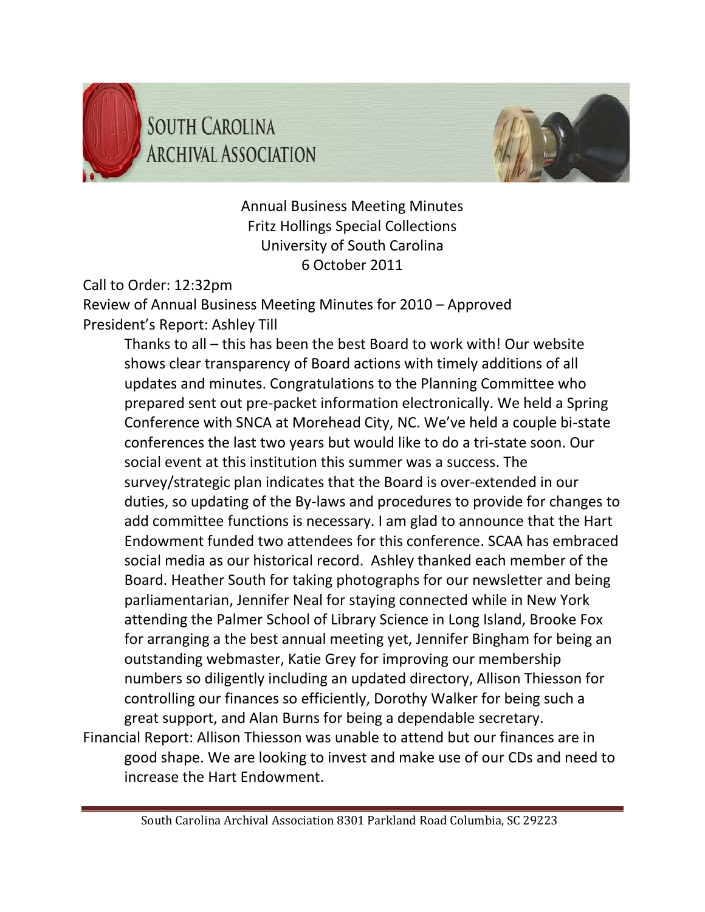# South Carolina Archival Association

Annual Business Meeting Minutes
Fritz Hollings Special Collections
University of South Carolina
6 October 2011

Call to Order: 12:32pm

Review of Annual Business Meeting Minutes for 2010 – Approved

President's Report: Ashley Till

> Thanks to all – this has been the best Board to work with! Our website shows clear transparency of Board actions with timely additions of all updates and minutes. Congratulations to the Planning Committee who prepared sent out pre-packet information electronically. We held a Spring Conference with SNCA at Morehead City, NC. We've held a couple bi-state conferences the last two years but would like to do a tri-state soon. Our social event at this institution this summer was a success. The survey/strategic plan indicates that the Board is over-extended in our duties, so updating of the By-laws and procedures to provide for changes to add committee functions is necessary. I am glad to announce that the Hart Endowment funded two attendees for this conference. SCAA has embraced social media as our historical record. Ashley thanked each member of the Board. Heather South for taking photographs for our newsletter and being parliamentarian, Jennifer Neal for staying connected while in New York attending the Palmer School of Library Science in Long Island, Brooke Fox for arranging a the best annual meeting yet, Jennifer Bingham for being an outstanding webmaster, Katie Grey for improving our membership numbers so diligently including an updated directory, Allison Thiesson for controlling our finances so efficiently, Dorothy Walker for being such a great support, and Alan Burns for being a dependable secretary.

Financial Report: Allison Thiesson was unable to attend but our finances are in good shape. We are looking to invest and make use of our CDs and need to increase the Hart Endowment.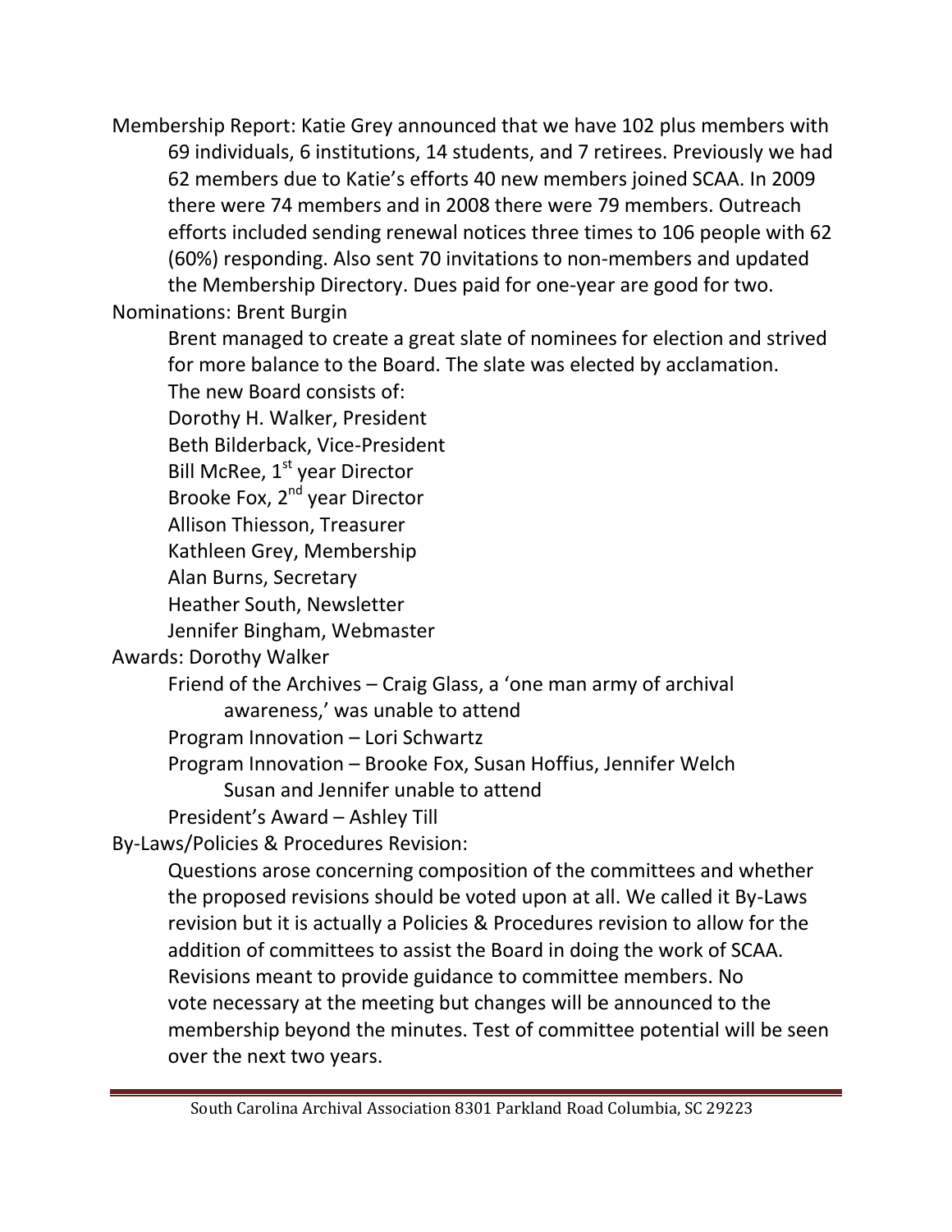Membership Report: Katie Grey announced that we have 102 plus members with 69 individuals, 6 institutions, 14 students, and 7 retirees. Previously we had 62 members due to Katie's efforts 40 new members joined SCAA. In 2009 there were 74 members and in 2008 there were 79 members. Outreach efforts included sending renewal notices three times to 106 people with 62 (60%) responding. Also sent 70 invitations to non-members and updated the Membership Directory. Dues paid for one-year are good for two.

Nominations: Brent Burgin

Brent managed to create a great slate of nominees for election and strived for more balance to the Board. The slate was elected by acclamation.

The new Board consists of:

Dorothy H. Walker, President
Beth Bilderback, Vice-President
Bill McRee, 1st year Director
Brooke Fox, 2nd year Director
Allison Thiesson, Treasurer
Kathleen Grey, Membership
Alan Burns, Secretary
Heather South, Newsletter
Jennifer Bingham, Webmaster

Awards: Dorothy Walker

- Friend of the Archives – Craig Glass, a 'one man army of archival awareness,' was unable to attend
- Program Innovation – Lori Schwartz
- Program Innovation – Brooke Fox, Susan Hoffius, Jennifer Welch
  - Susan and Jennifer unable to attend
- President's Award – Ashley Till

By-Laws/Policies & Procedures Revision:

Questions arose concerning composition of the committees and whether the proposed revisions should be voted upon at all. We called it By-Laws revision but it is actually a Policies & Procedures revision to allow for the addition of committees to assist the Board in doing the work of SCAA. Revisions meant to provide guidance to committee members. No vote necessary at the meeting but changes will be announced to the membership beyond the minutes. Test of committee potential will be seen over the next two years.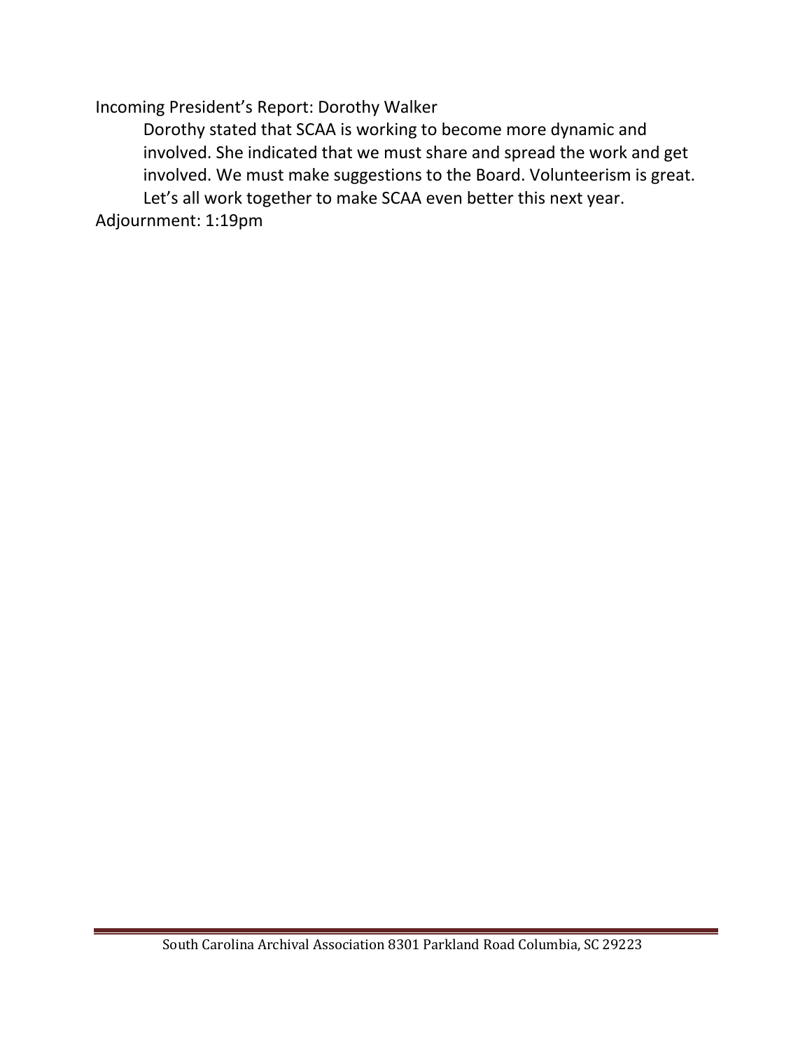Incoming President's Report: Dorothy Walker

Dorothy stated that SCAA is working to become more dynamic and involved. She indicated that we must share and spread the work and get involved. We must make suggestions to the Board. Volunteerism is great. Let's all work together to make SCAA even better this next year.

Adjournment: 1:19pm